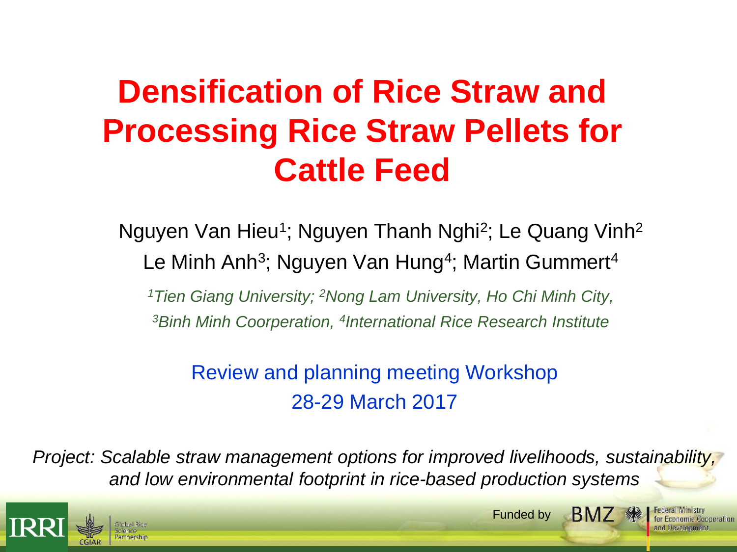# Densification of Rice Straw and Processing Rice Straw Pellets for Cattle Feed

Nguyen Van Hieu[1]; Nguyen Thanh Nghi[2]; Le Quang Vinh[2]
Le Minh Anh[3]; Nguyen Van Hung[4]; Martin Gummert[4]

*[1]Tien Giang University; [2]Nong Lam University, Ho Chi Minh City, [3]Binh Minh Coorperation, [4]International Rice Research Institute*

Review and planning meeting Workshop
28-29 March 2017

*Project: Scalable straw management options for improved livelihoods, sustainability, and low environmental footprint in rice-based production systems*

Funded by BMZ Federal Ministry for Economic Cooperation and Development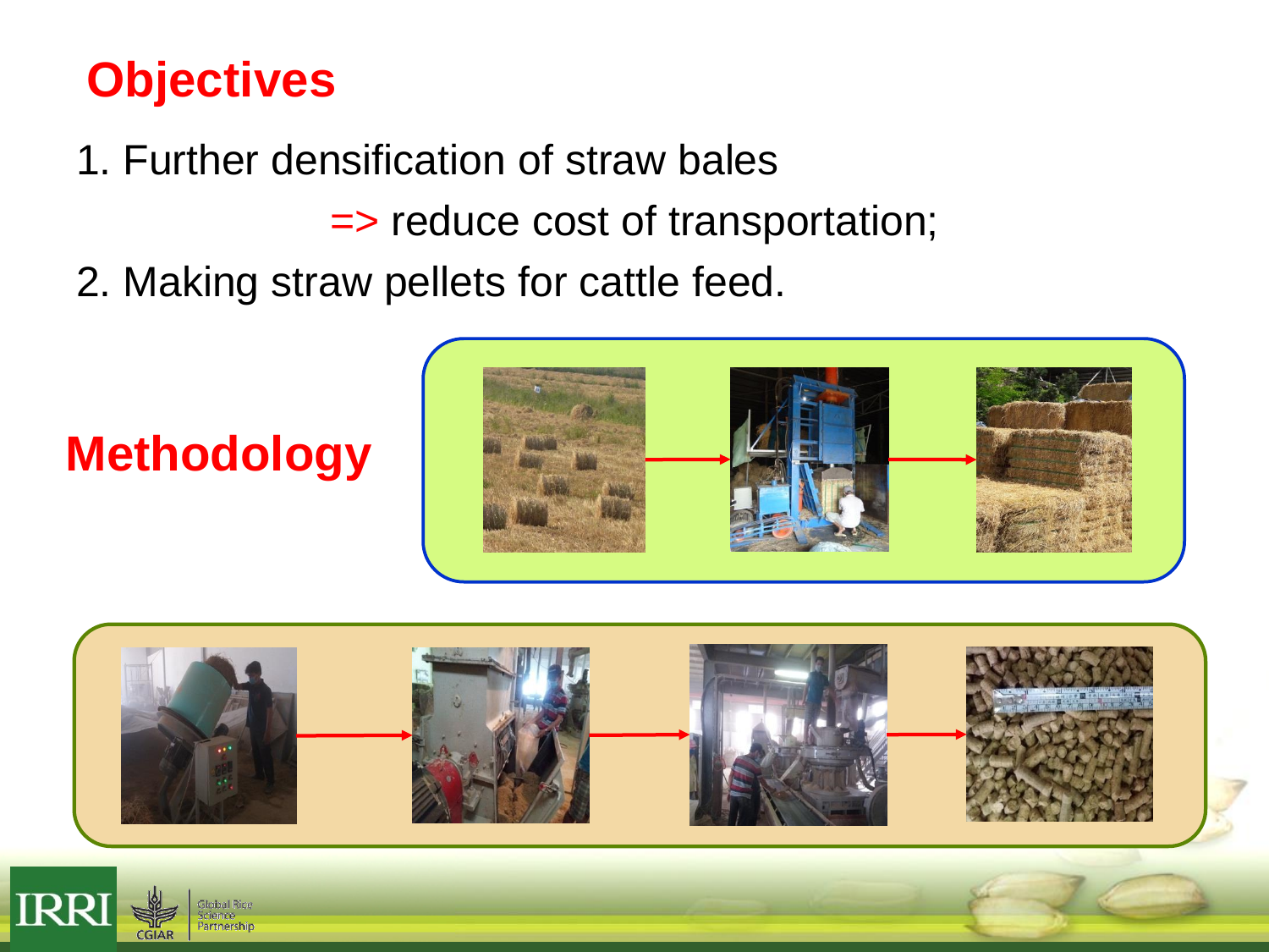## Objectives

1. Further densification of straw bales

=> reduce cost of transportation;

2. Making straw pellets for cattle feed.

## Methodology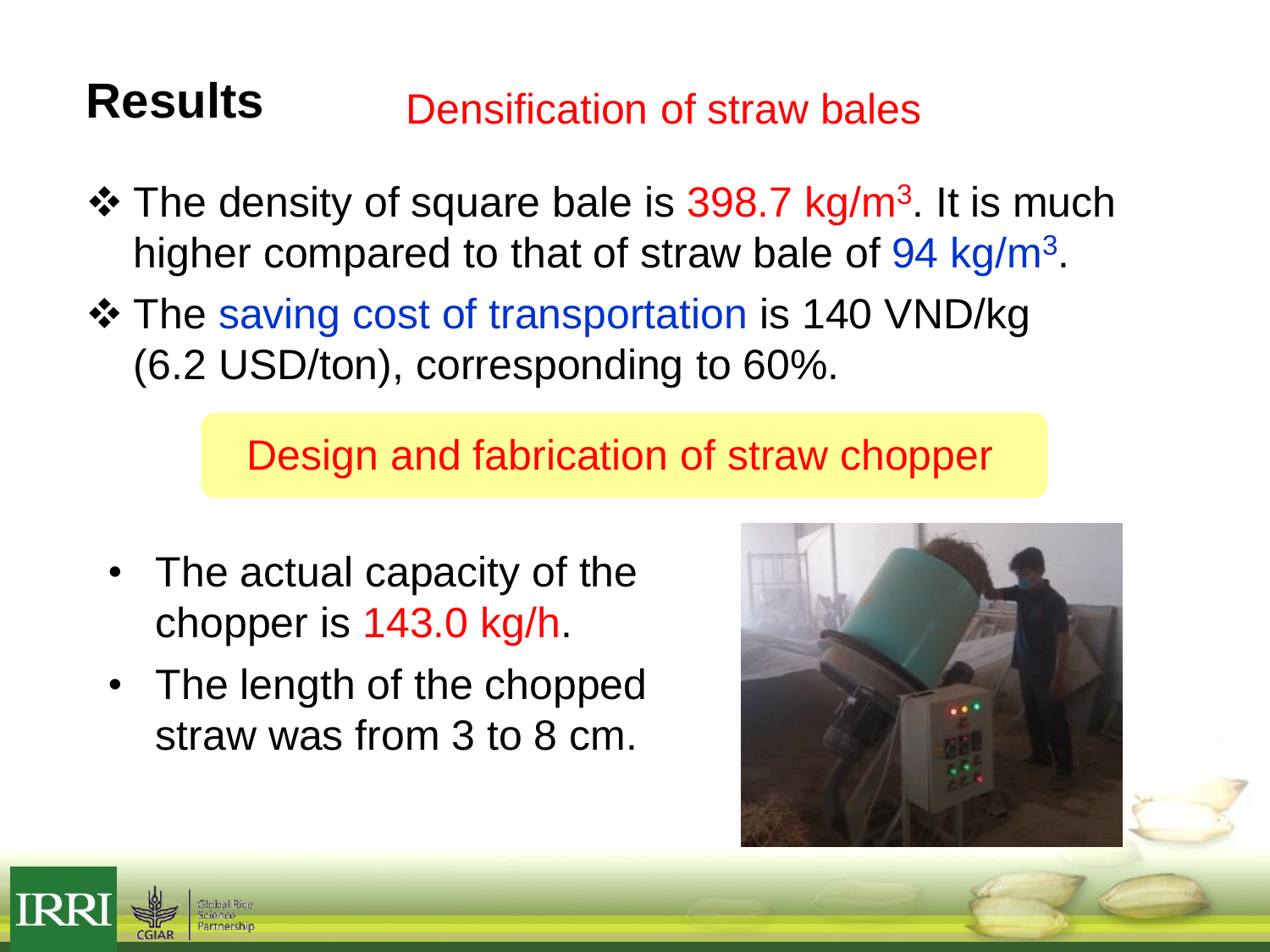## Results

### Densification of straw bales

- The density of square bale is 398.7 kg/$m^3$. It is much higher compared to that of straw bale of 94 kg/$m^3$.
- The saving cost of transportation is 140 VND/kg (6.2 USD/ton), corresponding to 60%.

### Design and fabrication of straw chopper

- The actual capacity of the chopper is 143.0 kg/h.
- The length of the chopped straw was from 3 to 8 cm.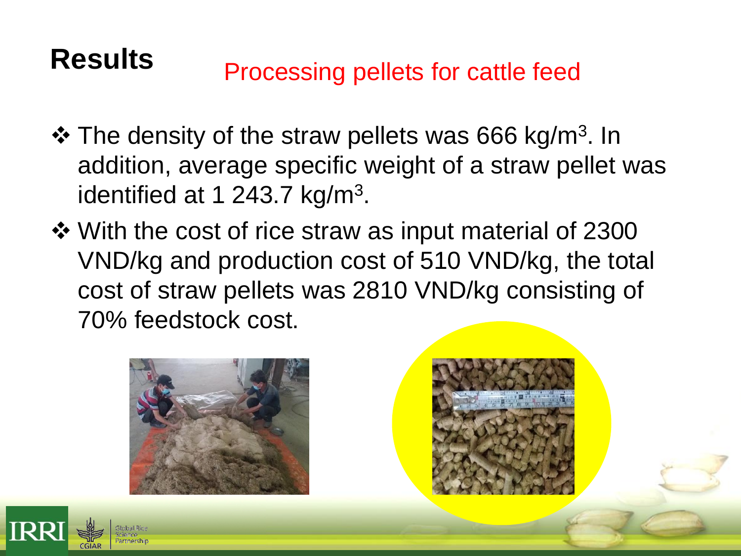# Results

## Processing pellets for cattle feed

- The density of the straw pellets was 666 kg/m$^3$. In addition, average specific weight of a straw pellet was identified at 1 243.7 kg/m$^3$.
- With the cost of rice straw as input material of 2300 VND/kg and production cost of 510 VND/kg, the total cost of straw pellets was 2810 VND/kg consisting of 70% feedstock cost.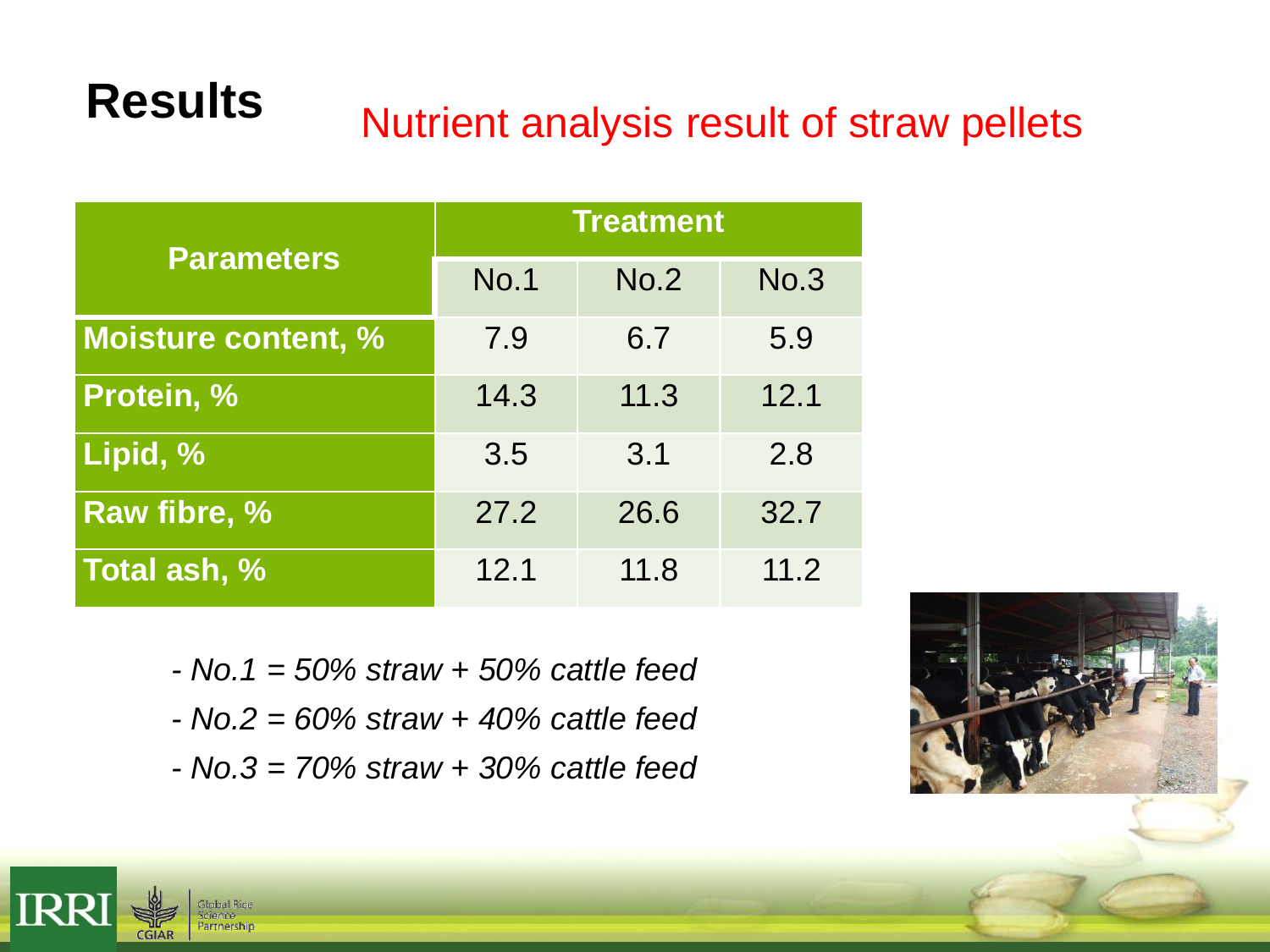# Results

## Nutrient analysis result of straw pellets

| Parameters | Treatment | | |
|---|---|---|---|
| | No.1 | No.2 | No.3 |
| **Moisture content, %** | 7.9 | 6.7 | 5.9 |
| **Protein, %** | 14.3 | 11.3 | 12.1 |
| **Lipid, %** | 3.5 | 3.1 | 2.8 |
| **Raw fibre, %** | 27.2 | 26.6 | 32.7 |
| **Total ash, %** | 12.1 | 11.8 | 11.2 |

*- No.1 = 50% straw + 50% cattle feed*

*- No.2 = 60% straw + 40% cattle feed*

*- No.3 = 70% straw + 30% cattle feed*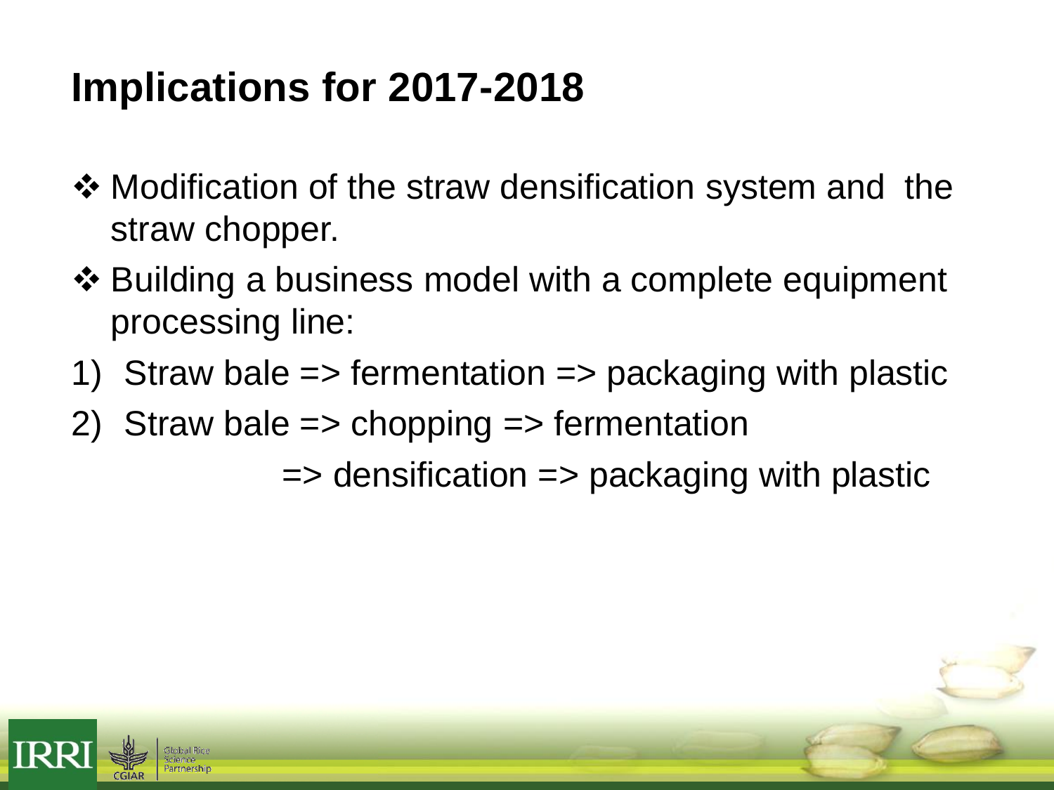# Implications for 2017-2018

- ❖ Modification of the straw densification system and the straw chopper.
- ❖ Building a business model with a complete equipment processing line:

1) Straw bale => fermentation => packaging with plastic
2) Straw bale => chopping => fermentation => densification => packaging with plastic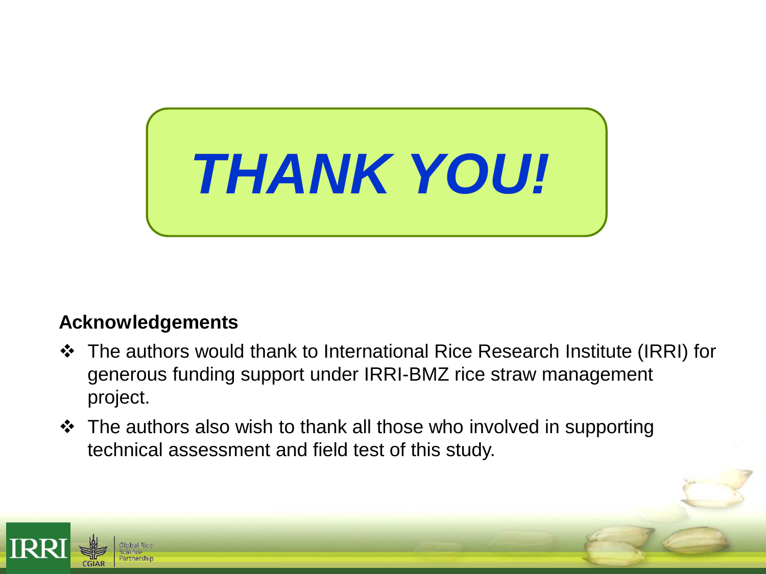# *THANK YOU!*

**Acknowledgements**

- The authors would thank to International Rice Research Institute (IRRI) for generous funding support under IRRI-BMZ rice straw management project.
- The authors also wish to thank all those who involved in supporting technical assessment and field test of this study.